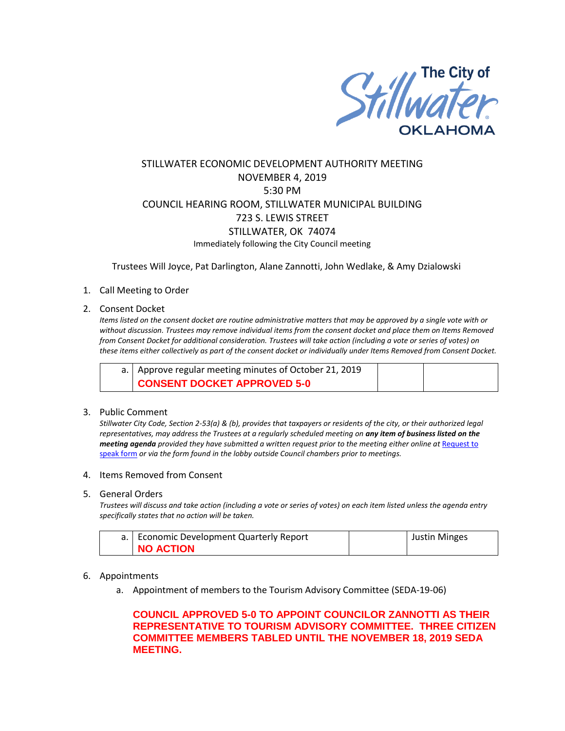The City of Stillwater OKLAHOMA

# STILLWATER ECONOMIC DEVELOPMENT AUTHORITY MEETING

NOVEMBER 4, 2019
5:30 PM
COUNCIL HEARING ROOM, STILLWATER MUNICIPAL BUILDING
723 S. LEWIS STREET
STILLWATER, OK 74074
Immediately following the City Council meeting

Trustees Will Joyce, Pat Darlington, Alane Zannotti, John Wedlake, & Amy Dzialowski

1. Call Meeting to Order

2. Consent Docket

   *Items listed on the consent docket are routine administrative matters that may be approved by a single vote with or without discussion. Trustees may remove individual items from the consent docket and place them on Items Removed from Consent Docket for additional consideration. Trustees will take action (including a vote or series of votes) on these items either collectively as part of the consent docket or individually under Items Removed from Consent Docket.*

| | | | |
|---|---|---|---|
| a. | Approve regular meeting minutes of October 21, 2019<br>**CONSENT DOCKET APPROVED 5-0** | | |

3. Public Comment

   *Stillwater City Code, Section 2-53(a) & (b), provides that taxpayers or residents of the city, or their authorized legal representatives, may address the Trustees at a regularly scheduled meeting on **any item of business listed on the meeting agenda** provided they have submitted a written request prior to the meeting either online at Request to speak form or via the form found in the lobby outside Council chambers prior to meetings.*

4. Items Removed from Consent

5. General Orders

   *Trustees will discuss and take action (including a vote or series of votes) on each item listed unless the agenda entry specifically states that no action will be taken.*

| | | | |
|---|---|---|---|
| a. | Economic Development Quarterly Report<br>**NO ACTION** | | Justin Minges |

6. Appointments

   a. Appointment of members to the Tourism Advisory Committee (SEDA-19-06)

   **COUNCIL APPROVED 5-0 TO APPOINT COUNCILOR ZANNOTTI AS THEIR REPRESENTATIVE TO TOURISM ADVISORY COMMITTEE. THREE CITIZEN COMMITTEE MEMBERS TABLED UNTIL THE NOVEMBER 18, 2019 SEDA MEETING.**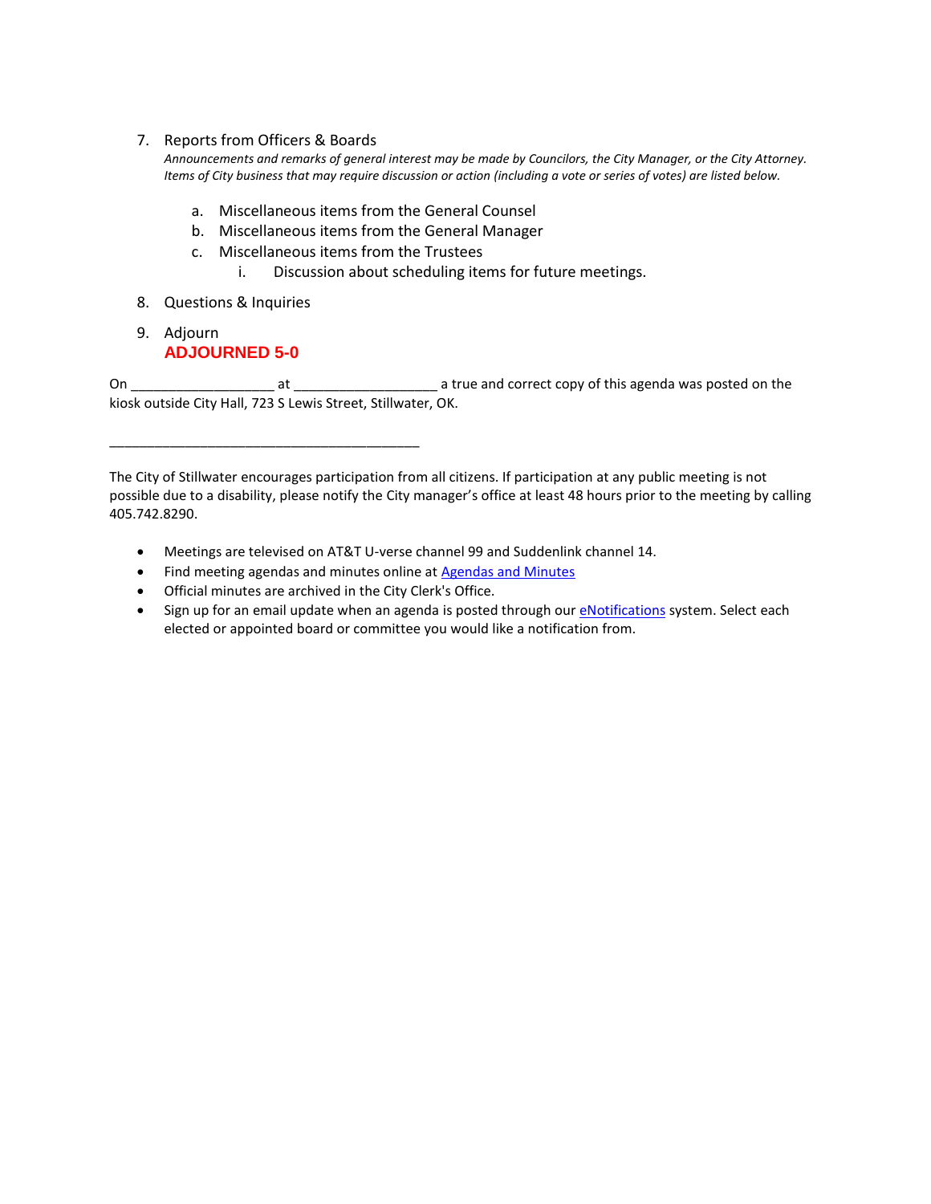7. Reports from Officers & Boards

   *Announcements and remarks of general interest may be made by Councilors, the City Manager, or the City Attorney. Items of City business that may require discussion or action (including a vote or series of votes) are listed below.*

   a. Miscellaneous items from the General Counsel
   b. Miscellaneous items from the General Manager
   c. Miscellaneous items from the Trustees
      i. Discussion about scheduling items for future meetings.

8. Questions & Inquiries

9. Adjourn

   **ADJOURNED 5-0**

On ___________________ at ___________________ a true and correct copy of this agenda was posted on the kiosk outside City Hall, 723 S Lewis Street, Stillwater, OK.

_________________________________________

The City of Stillwater encourages participation from all citizens. If participation at any public meeting is not possible due to a disability, please notify the City manager's office at least 48 hours prior to the meeting by calling 405.742.8290.

- Meetings are televised on AT&T U-verse channel 99 and Suddenlink channel 14.
- Find meeting agendas and minutes online at Agendas and Minutes
- Official minutes are archived in the City Clerk's Office.
- Sign up for an email update when an agenda is posted through our eNotifications system. Select each elected or appointed board or committee you would like a notification from.